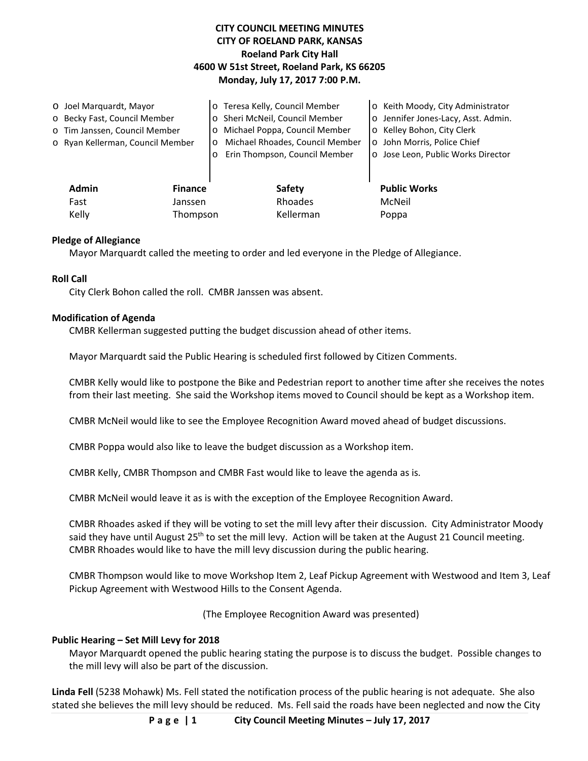**CITY COUNCIL MEETING MINUTES**
**CITY OF ROELAND PARK, KANSAS**
**Roeland Park City Hall**
**4600 W 51st Street, Roeland Park, KS 66205**
**Monday, July 17, 2017 7:00 P.M.**

- Joel Marquardt, Mayor
- Becky Fast, Council Member
- Tim Janssen, Council Member
- Ryan Kellerman, Council Member
- Teresa Kelly, Council Member
- Sheri McNeil, Council Member
- Michael Poppa, Council Member
- Michael Rhoades, Council Member
- Erin Thompson, Council Member
- Keith Moody, City Administrator
- Jennifer Jones-Lacy, Asst. Admin.
- Kelley Bohon, City Clerk
- John Morris, Police Chief
- Jose Leon, Public Works Director

| Admin | Finance | Safety | Public Works |
|---|---|---|---|
| Fast | Janssen | Rhoades | McNeil |
| Kelly | Thompson | Kellerman | Poppa |

**Pledge of Allegiance**

Mayor Marquardt called the meeting to order and led everyone in the Pledge of Allegiance.

**Roll Call**

City Clerk Bohon called the roll. CMBR Janssen was absent.

**Modification of Agenda**

CMBR Kellerman suggested putting the budget discussion ahead of other items.

Mayor Marquardt said the Public Hearing is scheduled first followed by Citizen Comments.

CMBR Kelly would like to postpone the Bike and Pedestrian report to another time after she receives the notes from their last meeting. She said the Workshop items moved to Council should be kept as a Workshop item.

CMBR McNeil would like to see the Employee Recognition Award moved ahead of budget discussions.

CMBR Poppa would also like to leave the budget discussion as a Workshop item.

CMBR Kelly, CMBR Thompson and CMBR Fast would like to leave the agenda as is.

CMBR McNeil would leave it as is with the exception of the Employee Recognition Award.

CMBR Rhoades asked if they will be voting to set the mill levy after their discussion. City Administrator Moody said they have until August 25th to set the mill levy. Action will be taken at the August 21 Council meeting. CMBR Rhoades would like to have the mill levy discussion during the public hearing.

CMBR Thompson would like to move Workshop Item 2, Leaf Pickup Agreement with Westwood and Item 3, Leaf Pickup Agreement with Westwood Hills to the Consent Agenda.

(The Employee Recognition Award was presented)

**Public Hearing – Set Mill Levy for 2018**

Mayor Marquardt opened the public hearing stating the purpose is to discuss the budget. Possible changes to the mill levy will also be part of the discussion.

**Linda Fell** (5238 Mohawk) Ms. Fell stated the notification process of the public hearing is not adequate. She also stated she believes the mill levy should be reduced. Ms. Fell said the roads have been neglected and now the City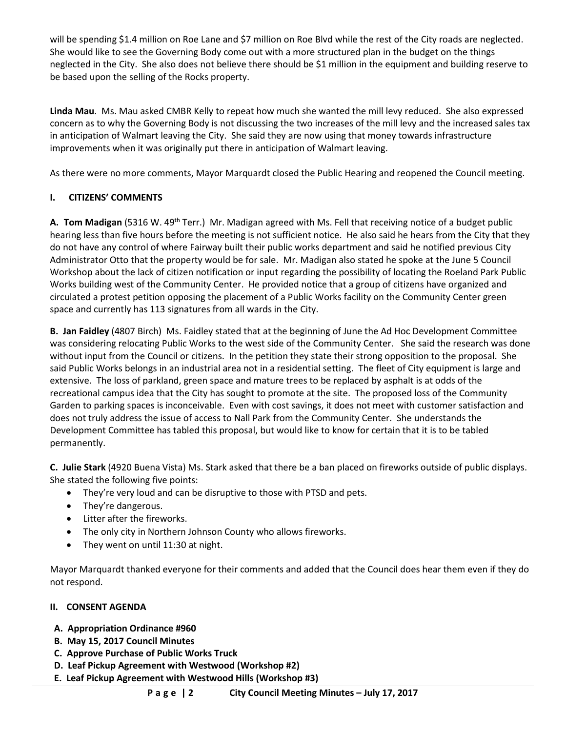will be spending $1.4 million on Roe Lane and $7 million on Roe Blvd while the rest of the City roads are neglected. She would like to see the Governing Body come out with a more structured plan in the budget on the things neglected in the City. She also does not believe there should be $1 million in the equipment and building reserve to be based upon the selling of the Rocks property.

**Linda Mau**. Ms. Mau asked CMBR Kelly to repeat how much she wanted the mill levy reduced. She also expressed concern as to why the Governing Body is not discussing the two increases of the mill levy and the increased sales tax in anticipation of Walmart leaving the City. She said they are now using that money towards infrastructure improvements when it was originally put there in anticipation of Walmart leaving.

As there were no more comments, Mayor Marquardt closed the Public Hearing and reopened the Council meeting.

## I. CITIZENS' COMMENTS

**A. Tom Madigan** (5316 W. 49th Terr.) Mr. Madigan agreed with Ms. Fell that receiving notice of a budget public hearing less than five hours before the meeting is not sufficient notice. He also said he hears from the City that they do not have any control of where Fairway built their public works department and said he notified previous City Administrator Otto that the property would be for sale. Mr. Madigan also stated he spoke at the June 5 Council Workshop about the lack of citizen notification or input regarding the possibility of locating the Roeland Park Public Works building west of the Community Center. He provided notice that a group of citizens have organized and circulated a protest petition opposing the placement of a Public Works facility on the Community Center green space and currently has 113 signatures from all wards in the City.

**B. Jan Faidley** (4807 Birch) Ms. Faidley stated that at the beginning of June the Ad Hoc Development Committee was considering relocating Public Works to the west side of the Community Center. She said the research was done without input from the Council or citizens. In the petition they state their strong opposition to the proposal. She said Public Works belongs in an industrial area not in a residential setting. The fleet of City equipment is large and extensive. The loss of parkland, green space and mature trees to be replaced by asphalt is at odds of the recreational campus idea that the City has sought to promote at the site. The proposed loss of the Community Garden to parking spaces is inconceivable. Even with cost savings, it does not meet with customer satisfaction and does not truly address the issue of access to Nall Park from the Community Center. She understands the Development Committee has tabled this proposal, but would like to know for certain that it is to be tabled permanently.

**C. Julie Stark** (4920 Buena Vista) Ms. Stark asked that there be a ban placed on fireworks outside of public displays. She stated the following five points:

- They're very loud and can be disruptive to those with PTSD and pets.
- They're dangerous.
- Litter after the fireworks.
- The only city in Northern Johnson County who allows fireworks.
- They went on until 11:30 at night.

Mayor Marquardt thanked everyone for their comments and added that the Council does hear them even if they do not respond.

## II. CONSENT AGENDA

- **A. Appropriation Ordinance #960**
- **B. May 15, 2017 Council Minutes**
- **C. Approve Purchase of Public Works Truck**
- **D. Leaf Pickup Agreement with Westwood (Workshop #2)**
- **E. Leaf Pickup Agreement with Westwood Hills (Workshop #3)**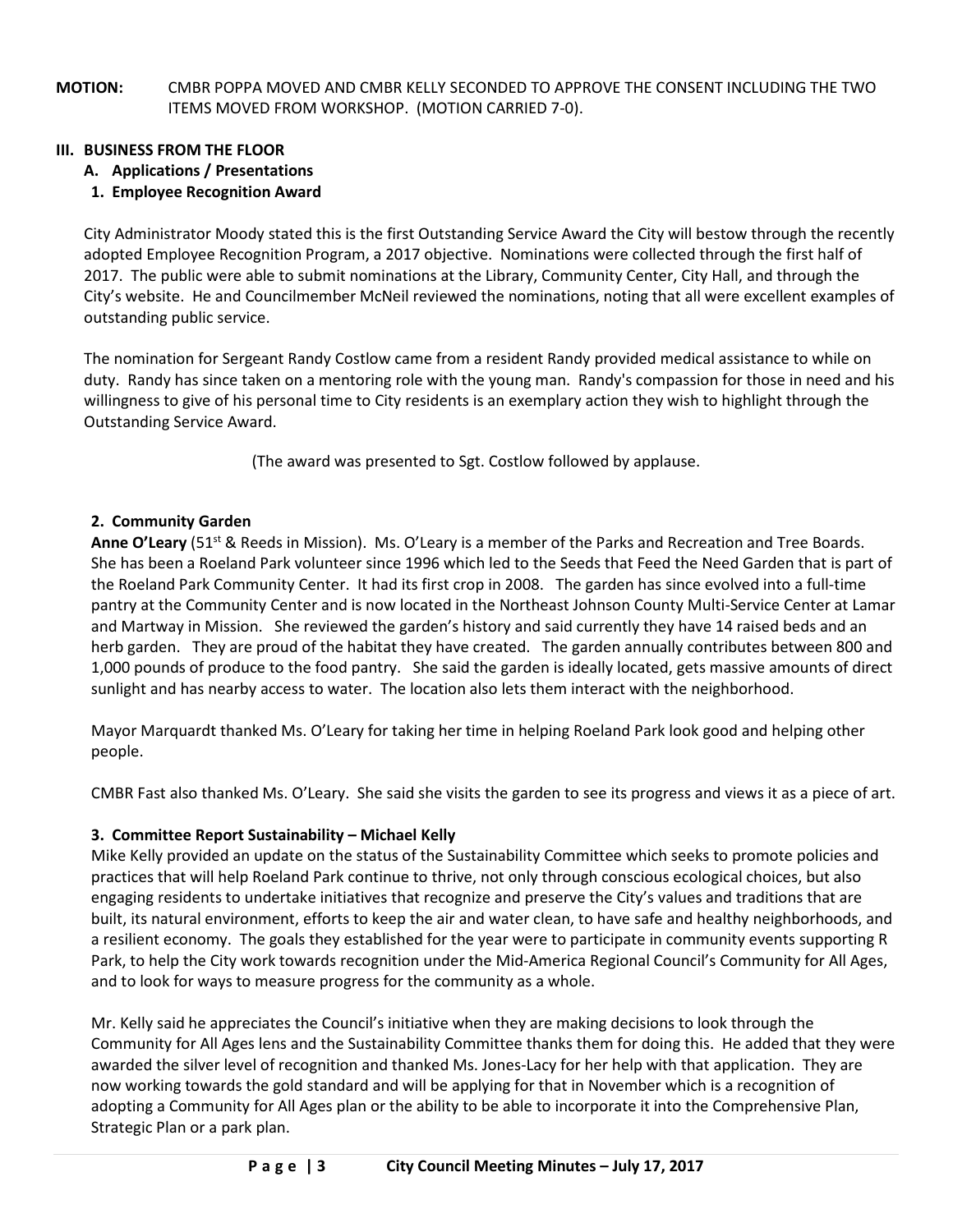**MOTION:** CMBR POPPA MOVED AND CMBR KELLY SECONDED TO APPROVE THE CONSENT INCLUDING THE TWO ITEMS MOVED FROM WORKSHOP. (MOTION CARRIED 7-0).

## III. BUSINESS FROM THE FLOOR

### A. Applications / Presentations

#### 1. Employee Recognition Award

City Administrator Moody stated this is the first Outstanding Service Award the City will bestow through the recently adopted Employee Recognition Program, a 2017 objective. Nominations were collected through the first half of 2017. The public were able to submit nominations at the Library, Community Center, City Hall, and through the City's website. He and Councilmember McNeil reviewed the nominations, noting that all were excellent examples of outstanding public service.

The nomination for Sergeant Randy Costlow came from a resident Randy provided medical assistance to while on duty. Randy has since taken on a mentoring role with the young man. Randy's compassion for those in need and his willingness to give of his personal time to City residents is an exemplary action they wish to highlight through the Outstanding Service Award.

(The award was presented to Sgt. Costlow followed by applause.

#### 2. Community Garden

**Anne O'Leary** (51st & Reeds in Mission). Ms. O'Leary is a member of the Parks and Recreation and Tree Boards. She has been a Roeland Park volunteer since 1996 which led to the Seeds that Feed the Need Garden that is part of the Roeland Park Community Center. It had its first crop in 2008. The garden has since evolved into a full-time pantry at the Community Center and is now located in the Northeast Johnson County Multi-Service Center at Lamar and Martway in Mission. She reviewed the garden's history and said currently they have 14 raised beds and an herb garden. They are proud of the habitat they have created. The garden annually contributes between 800 and 1,000 pounds of produce to the food pantry. She said the garden is ideally located, gets massive amounts of direct sunlight and has nearby access to water. The location also lets them interact with the neighborhood.

Mayor Marquardt thanked Ms. O'Leary for taking her time in helping Roeland Park look good and helping other people.

CMBR Fast also thanked Ms. O'Leary. She said she visits the garden to see its progress and views it as a piece of art.

#### 3. Committee Report Sustainability – Michael Kelly

Mike Kelly provided an update on the status of the Sustainability Committee which seeks to promote policies and practices that will help Roeland Park continue to thrive, not only through conscious ecological choices, but also engaging residents to undertake initiatives that recognize and preserve the City's values and traditions that are built, its natural environment, efforts to keep the air and water clean, to have safe and healthy neighborhoods, and a resilient economy. The goals they established for the year were to participate in community events supporting R Park, to help the City work towards recognition under the Mid-America Regional Council's Community for All Ages, and to look for ways to measure progress for the community as a whole.

Mr. Kelly said he appreciates the Council's initiative when they are making decisions to look through the Community for All Ages lens and the Sustainability Committee thanks them for doing this. He added that they were awarded the silver level of recognition and thanked Ms. Jones-Lacy for her help with that application. They are now working towards the gold standard and will be applying for that in November which is a recognition of adopting a Community for All Ages plan or the ability to be able to incorporate it into the Comprehensive Plan, Strategic Plan or a park plan.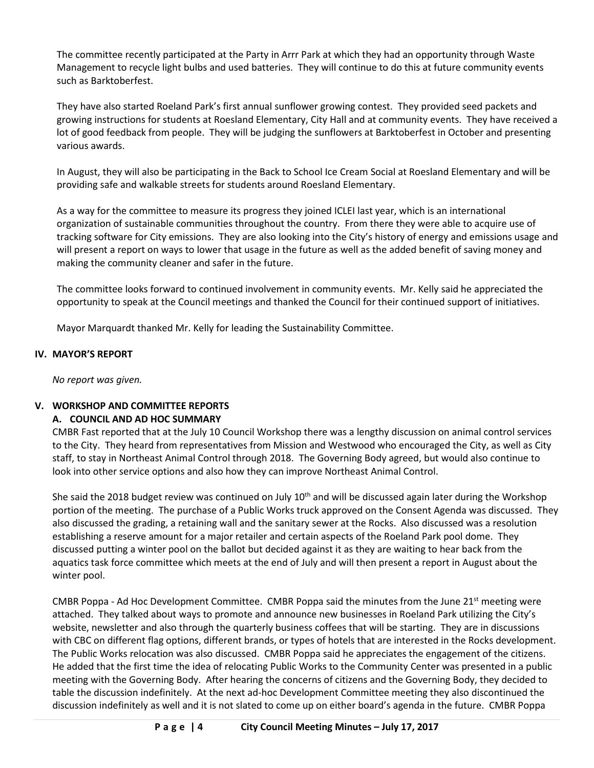The committee recently participated at the Party in Arrr Park at which they had an opportunity through Waste Management to recycle light bulbs and used batteries. They will continue to do this at future community events such as Barktoberfest.

They have also started Roeland Park's first annual sunflower growing contest. They provided seed packets and growing instructions for students at Roesland Elementary, City Hall and at community events. They have received a lot of good feedback from people. They will be judging the sunflowers at Barktoberfest in October and presenting various awards.

In August, they will also be participating in the Back to School Ice Cream Social at Roesland Elementary and will be providing safe and walkable streets for students around Roesland Elementary.

As a way for the committee to measure its progress they joined ICLEI last year, which is an international organization of sustainable communities throughout the country. From there they were able to acquire use of tracking software for City emissions. They are also looking into the City's history of energy and emissions usage and will present a report on ways to lower that usage in the future as well as the added benefit of saving money and making the community cleaner and safer in the future.

The committee looks forward to continued involvement in community events. Mr. Kelly said he appreciated the opportunity to speak at the Council meetings and thanked the Council for their continued support of initiatives.

Mayor Marquardt thanked Mr. Kelly for leading the Sustainability Committee.

## IV. MAYOR'S REPORT

*No report was given.*

## V. WORKSHOP AND COMMITTEE REPORTS

### A. COUNCIL AND AD HOC SUMMARY

CMBR Fast reported that at the July 10 Council Workshop there was a lengthy discussion on animal control services to the City. They heard from representatives from Mission and Westwood who encouraged the City, as well as City staff, to stay in Northeast Animal Control through 2018. The Governing Body agreed, but would also continue to look into other service options and also how they can improve Northeast Animal Control.

She said the 2018 budget review was continued on July 10th and will be discussed again later during the Workshop portion of the meeting. The purchase of a Public Works truck approved on the Consent Agenda was discussed. They also discussed the grading, a retaining wall and the sanitary sewer at the Rocks. Also discussed was a resolution establishing a reserve amount for a major retailer and certain aspects of the Roeland Park pool dome. They discussed putting a winter pool on the ballot but decided against it as they are waiting to hear back from the aquatics task force committee which meets at the end of July and will then present a report in August about the winter pool.

CMBR Poppa - Ad Hoc Development Committee. CMBR Poppa said the minutes from the June 21st meeting were attached. They talked about ways to promote and announce new businesses in Roeland Park utilizing the City's website, newsletter and also through the quarterly business coffees that will be starting. They are in discussions with CBC on different flag options, different brands, or types of hotels that are interested in the Rocks development. The Public Works relocation was also discussed. CMBR Poppa said he appreciates the engagement of the citizens. He added that the first time the idea of relocating Public Works to the Community Center was presented in a public meeting with the Governing Body. After hearing the concerns of citizens and the Governing Body, they decided to table the discussion indefinitely. At the next ad-hoc Development Committee meeting they also discontinued the discussion indefinitely as well and it is not slated to come up on either board's agenda in the future. CMBR Poppa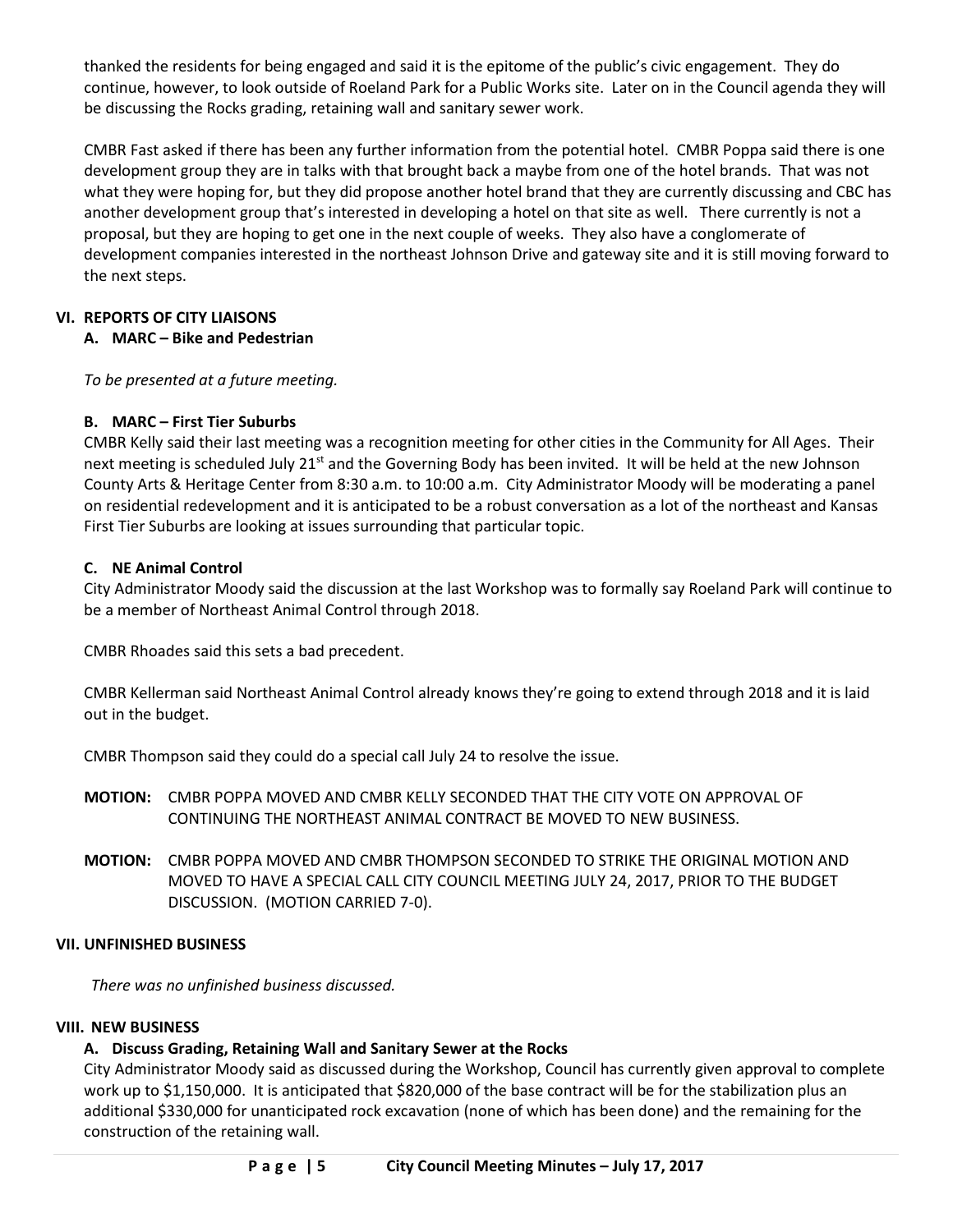thanked the residents for being engaged and said it is the epitome of the public's civic engagement. They do continue, however, to look outside of Roeland Park for a Public Works site. Later on in the Council agenda they will be discussing the Rocks grading, retaining wall and sanitary sewer work.

CMBR Fast asked if there has been any further information from the potential hotel. CMBR Poppa said there is one development group they are in talks with that brought back a maybe from one of the hotel brands. That was not what they were hoping for, but they did propose another hotel brand that they are currently discussing and CBC has another development group that's interested in developing a hotel on that site as well. There currently is not a proposal, but they are hoping to get one in the next couple of weeks. They also have a conglomerate of development companies interested in the northeast Johnson Drive and gateway site and it is still moving forward to the next steps.

## VI. REPORTS OF CITY LIAISONS

### A. MARC – Bike and Pedestrian

*To be presented at a future meeting.*

### B. MARC – First Tier Suburbs

CMBR Kelly said their last meeting was a recognition meeting for other cities in the Community for All Ages. Their next meeting is scheduled July 21st and the Governing Body has been invited. It will be held at the new Johnson County Arts & Heritage Center from 8:30 a.m. to 10:00 a.m. City Administrator Moody will be moderating a panel on residential redevelopment and it is anticipated to be a robust conversation as a lot of the northeast and Kansas First Tier Suburbs are looking at issues surrounding that particular topic.

### C. NE Animal Control

City Administrator Moody said the discussion at the last Workshop was to formally say Roeland Park will continue to be a member of Northeast Animal Control through 2018.

CMBR Rhoades said this sets a bad precedent.

CMBR Kellerman said Northeast Animal Control already knows they're going to extend through 2018 and it is laid out in the budget.

CMBR Thompson said they could do a special call July 24 to resolve the issue.

**MOTION:** CMBR POPPA MOVED AND CMBR KELLY SECONDED THAT THE CITY VOTE ON APPROVAL OF CONTINUING THE NORTHEAST ANIMAL CONTRACT BE MOVED TO NEW BUSINESS.

**MOTION:** CMBR POPPA MOVED AND CMBR THOMPSON SECONDED TO STRIKE THE ORIGINAL MOTION AND MOVED TO HAVE A SPECIAL CALL CITY COUNCIL MEETING JULY 24, 2017, PRIOR TO THE BUDGET DISCUSSION. (MOTION CARRIED 7-0).

## VII. UNFINISHED BUSINESS

*There was no unfinished business discussed.*

## VIII. NEW BUSINESS

### A. Discuss Grading, Retaining Wall and Sanitary Sewer at the Rocks

City Administrator Moody said as discussed during the Workshop, Council has currently given approval to complete work up to $1,150,000. It is anticipated that $820,000 of the base contract will be for the stabilization plus an additional $330,000 for unanticipated rock excavation (none of which has been done) and the remaining for the construction of the retaining wall.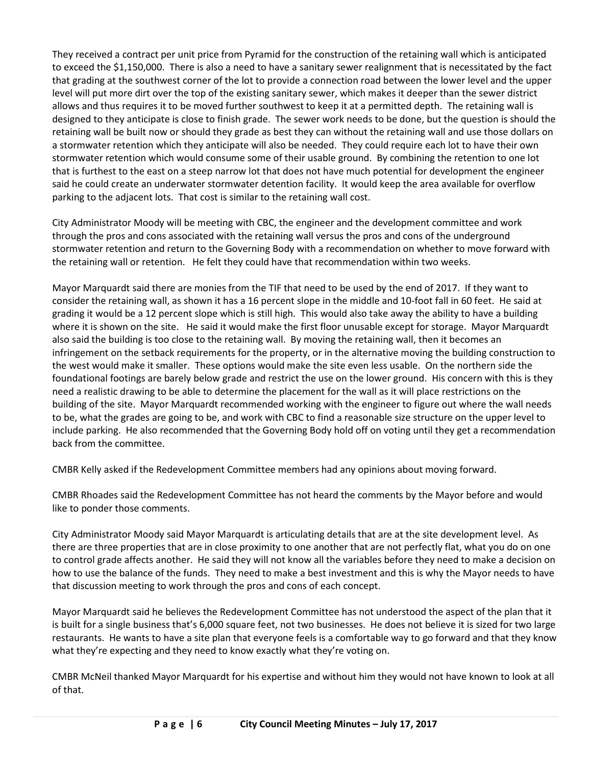They received a contract per unit price from Pyramid for the construction of the retaining wall which is anticipated to exceed the $1,150,000. There is also a need to have a sanitary sewer realignment that is necessitated by the fact that grading at the southwest corner of the lot to provide a connection road between the lower level and the upper level will put more dirt over the top of the existing sanitary sewer, which makes it deeper than the sewer district allows and thus requires it to be moved further southwest to keep it at a permitted depth. The retaining wall is designed to they anticipate is close to finish grade. The sewer work needs to be done, but the question is should the retaining wall be built now or should they grade as best they can without the retaining wall and use those dollars on a stormwater retention which they anticipate will also be needed. They could require each lot to have their own stormwater retention which would consume some of their usable ground. By combining the retention to one lot that is furthest to the east on a steep narrow lot that does not have much potential for development the engineer said he could create an underwater stormwater detention facility. It would keep the area available for overflow parking to the adjacent lots. That cost is similar to the retaining wall cost.

City Administrator Moody will be meeting with CBC, the engineer and the development committee and work through the pros and cons associated with the retaining wall versus the pros and cons of the underground stormwater retention and return to the Governing Body with a recommendation on whether to move forward with the retaining wall or retention. He felt they could have that recommendation within two weeks.

Mayor Marquardt said there are monies from the TIF that need to be used by the end of 2017. If they want to consider the retaining wall, as shown it has a 16 percent slope in the middle and 10-foot fall in 60 feet. He said at grading it would be a 12 percent slope which is still high. This would also take away the ability to have a building where it is shown on the site. He said it would make the first floor unusable except for storage. Mayor Marquardt also said the building is too close to the retaining wall. By moving the retaining wall, then it becomes an infringement on the setback requirements for the property, or in the alternative moving the building construction to the west would make it smaller. These options would make the site even less usable. On the northern side the foundational footings are barely below grade and restrict the use on the lower ground. His concern with this is they need a realistic drawing to be able to determine the placement for the wall as it will place restrictions on the building of the site. Mayor Marquardt recommended working with the engineer to figure out where the wall needs to be, what the grades are going to be, and work with CBC to find a reasonable size structure on the upper level to include parking. He also recommended that the Governing Body hold off on voting until they get a recommendation back from the committee.

CMBR Kelly asked if the Redevelopment Committee members had any opinions about moving forward.

CMBR Rhoades said the Redevelopment Committee has not heard the comments by the Mayor before and would like to ponder those comments.

City Administrator Moody said Mayor Marquardt is articulating details that are at the site development level. As there are three properties that are in close proximity to one another that are not perfectly flat, what you do on one to control grade affects another. He said they will not know all the variables before they need to make a decision on how to use the balance of the funds. They need to make a best investment and this is why the Mayor needs to have that discussion meeting to work through the pros and cons of each concept.

Mayor Marquardt said he believes the Redevelopment Committee has not understood the aspect of the plan that it is built for a single business that's 6,000 square feet, not two businesses. He does not believe it is sized for two large restaurants. He wants to have a site plan that everyone feels is a comfortable way to go forward and that they know what they're expecting and they need to know exactly what they're voting on.

CMBR McNeil thanked Mayor Marquardt for his expertise and without him they would not have known to look at all of that.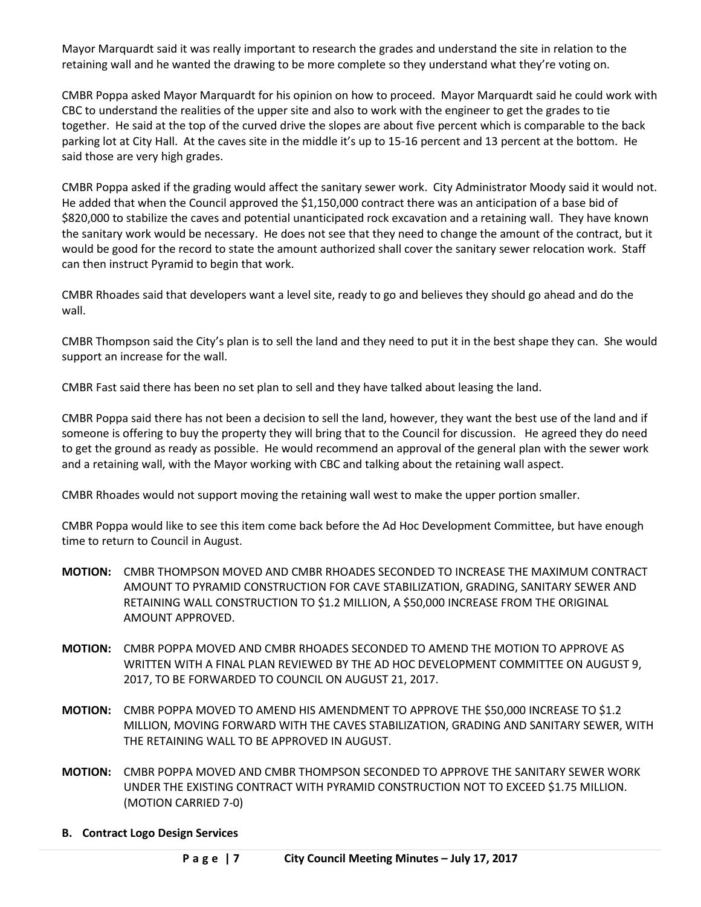Mayor Marquardt said it was really important to research the grades and understand the site in relation to the retaining wall and he wanted the drawing to be more complete so they understand what they're voting on.

CMBR Poppa asked Mayor Marquardt for his opinion on how to proceed. Mayor Marquardt said he could work with CBC to understand the realities of the upper site and also to work with the engineer to get the grades to tie together. He said at the top of the curved drive the slopes are about five percent which is comparable to the back parking lot at City Hall. At the caves site in the middle it's up to 15-16 percent and 13 percent at the bottom. He said those are very high grades.

CMBR Poppa asked if the grading would affect the sanitary sewer work. City Administrator Moody said it would not. He added that when the Council approved the $1,150,000 contract there was an anticipation of a base bid of $820,000 to stabilize the caves and potential unanticipated rock excavation and a retaining wall. They have known the sanitary work would be necessary. He does not see that they need to change the amount of the contract, but it would be good for the record to state the amount authorized shall cover the sanitary sewer relocation work. Staff can then instruct Pyramid to begin that work.

CMBR Rhoades said that developers want a level site, ready to go and believes they should go ahead and do the wall.

CMBR Thompson said the City's plan is to sell the land and they need to put it in the best shape they can. She would support an increase for the wall.

CMBR Fast said there has been no set plan to sell and they have talked about leasing the land.

CMBR Poppa said there has not been a decision to sell the land, however, they want the best use of the land and if someone is offering to buy the property they will bring that to the Council for discussion. He agreed they do need to get the ground as ready as possible. He would recommend an approval of the general plan with the sewer work and a retaining wall, with the Mayor working with CBC and talking about the retaining wall aspect.

CMBR Rhoades would not support moving the retaining wall west to make the upper portion smaller.

CMBR Poppa would like to see this item come back before the Ad Hoc Development Committee, but have enough time to return to Council in August.

**MOTION:** CMBR THOMPSON MOVED AND CMBR RHOADES SECONDED TO INCREASE THE MAXIMUM CONTRACT AMOUNT TO PYRAMID CONSTRUCTION FOR CAVE STABILIZATION, GRADING, SANITARY SEWER AND RETAINING WALL CONSTRUCTION TO $1.2 MILLION, A $50,000 INCREASE FROM THE ORIGINAL AMOUNT APPROVED.

**MOTION:** CMBR POPPA MOVED AND CMBR RHOADES SECONDED TO AMEND THE MOTION TO APPROVE AS WRITTEN WITH A FINAL PLAN REVIEWED BY THE AD HOC DEVELOPMENT COMMITTEE ON AUGUST 9, 2017, TO BE FORWARDED TO COUNCIL ON AUGUST 21, 2017.

**MOTION:** CMBR POPPA MOVED TO AMEND HIS AMENDMENT TO APPROVE THE $50,000 INCREASE TO $1.2 MILLION, MOVING FORWARD WITH THE CAVES STABILIZATION, GRADING AND SANITARY SEWER, WITH THE RETAINING WALL TO BE APPROVED IN AUGUST.

**MOTION:** CMBR POPPA MOVED AND CMBR THOMPSON SECONDED TO APPROVE THE SANITARY SEWER WORK UNDER THE EXISTING CONTRACT WITH PYRAMID CONSTRUCTION NOT TO EXCEED $1.75 MILLION. (MOTION CARRIED 7-0)

**B. Contract Logo Design Services**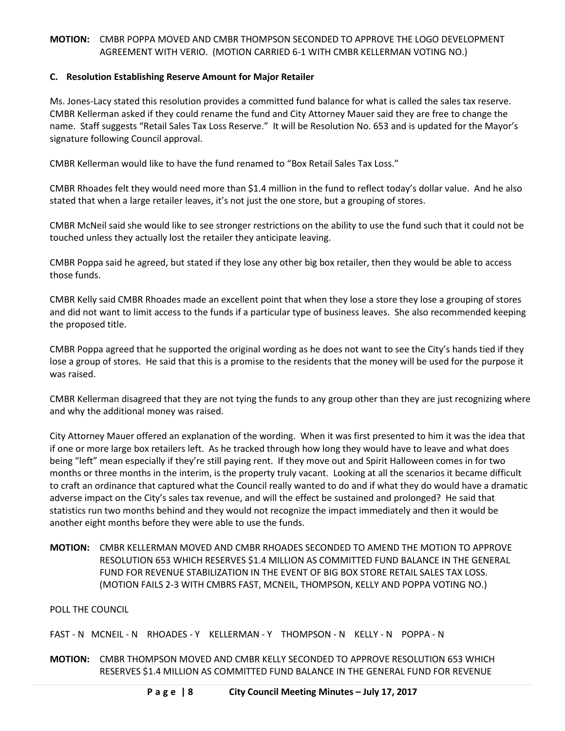**MOTION:** CMBR POPPA MOVED AND CMBR THOMPSON SECONDED TO APPROVE THE LOGO DEVELOPMENT AGREEMENT WITH VERIO. (MOTION CARRIED 6-1 WITH CMBR KELLERMAN VOTING NO.)

**C. Resolution Establishing Reserve Amount for Major Retailer**

Ms. Jones-Lacy stated this resolution provides a committed fund balance for what is called the sales tax reserve. CMBR Kellerman asked if they could rename the fund and City Attorney Mauer said they are free to change the name. Staff suggests "Retail Sales Tax Loss Reserve." It will be Resolution No. 653 and is updated for the Mayor's signature following Council approval.

CMBR Kellerman would like to have the fund renamed to "Box Retail Sales Tax Loss."

CMBR Rhoades felt they would need more than $1.4 million in the fund to reflect today's dollar value. And he also stated that when a large retailer leaves, it's not just the one store, but a grouping of stores.

CMBR McNeil said she would like to see stronger restrictions on the ability to use the fund such that it could not be touched unless they actually lost the retailer they anticipate leaving.

CMBR Poppa said he agreed, but stated if they lose any other big box retailer, then they would be able to access those funds.

CMBR Kelly said CMBR Rhoades made an excellent point that when they lose a store they lose a grouping of stores and did not want to limit access to the funds if a particular type of business leaves. She also recommended keeping the proposed title.

CMBR Poppa agreed that he supported the original wording as he does not want to see the City's hands tied if they lose a group of stores. He said that this is a promise to the residents that the money will be used for the purpose it was raised.

CMBR Kellerman disagreed that they are not tying the funds to any group other than they are just recognizing where and why the additional money was raised.

City Attorney Mauer offered an explanation of the wording. When it was first presented to him it was the idea that if one or more large box retailers left. As he tracked through how long they would have to leave and what does being "left" mean especially if they're still paying rent. If they move out and Spirit Halloween comes in for two months or three months in the interim, is the property truly vacant. Looking at all the scenarios it became difficult to craft an ordinance that captured what the Council really wanted to do and if what they do would have a dramatic adverse impact on the City's sales tax revenue, and will the effect be sustained and prolonged? He said that statistics run two months behind and they would not recognize the impact immediately and then it would be another eight months before they were able to use the funds.

**MOTION:** CMBR KELLERMAN MOVED AND CMBR RHOADES SECONDED TO AMEND THE MOTION TO APPROVE RESOLUTION 653 WHICH RESERVES $1.4 MILLION AS COMMITTED FUND BALANCE IN THE GENERAL FUND FOR REVENUE STABILIZATION IN THE EVENT OF BIG BOX STORE RETAIL SALES TAX LOSS. (MOTION FAILS 2-3 WITH CMBRS FAST, MCNEIL, THOMPSON, KELLY AND POPPA VOTING NO.)

POLL THE COUNCIL

FAST - N MCNEIL - N RHOADES - Y KELLERMAN - Y THOMPSON - N KELLY - N POPPA - N

**MOTION:** CMBR THOMPSON MOVED AND CMBR KELLY SECONDED TO APPROVE RESOLUTION 653 WHICH RESERVES $1.4 MILLION AS COMMITTED FUND BALANCE IN THE GENERAL FUND FOR REVENUE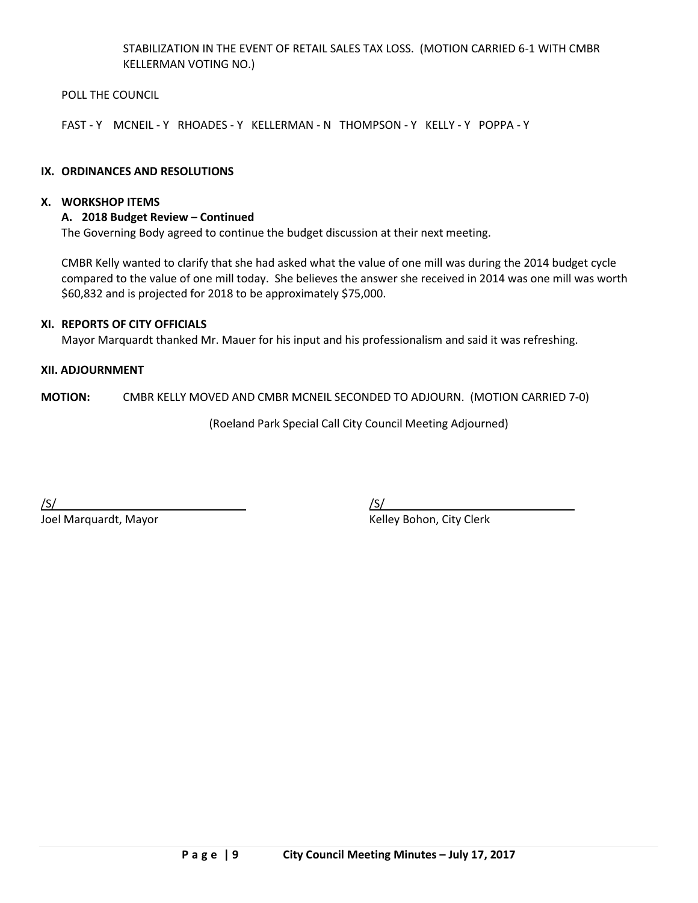STABILIZATION IN THE EVENT OF RETAIL SALES TAX LOSS. (MOTION CARRIED 6-1 WITH CMBR KELLERMAN VOTING NO.)

POLL THE COUNCIL

FAST - Y MCNEIL - Y RHOADES - Y KELLERMAN - N THOMPSON - Y KELLY - Y POPPA - Y

## IX. ORDINANCES AND RESOLUTIONS

## X. WORKSHOP ITEMS

### A. 2018 Budget Review – Continued

The Governing Body agreed to continue the budget discussion at their next meeting.

CMBR Kelly wanted to clarify that she had asked what the value of one mill was during the 2014 budget cycle compared to the value of one mill today. She believes the answer she received in 2014 was one mill was worth $60,832 and is projected for 2018 to be approximately $75,000.

## XI. REPORTS OF CITY OFFICIALS

Mayor Marquardt thanked Mr. Mauer for his input and his professionalism and said it was refreshing.

## XII. ADJOURNMENT

**MOTION:** CMBR KELLY MOVED AND CMBR MCNEIL SECONDED TO ADJOURN. (MOTION CARRIED 7-0)

(Roeland Park Special Call City Council Meeting Adjourned)

/S/
Joel Marquardt, Mayor

/S/
Kelley Bohon, City Clerk